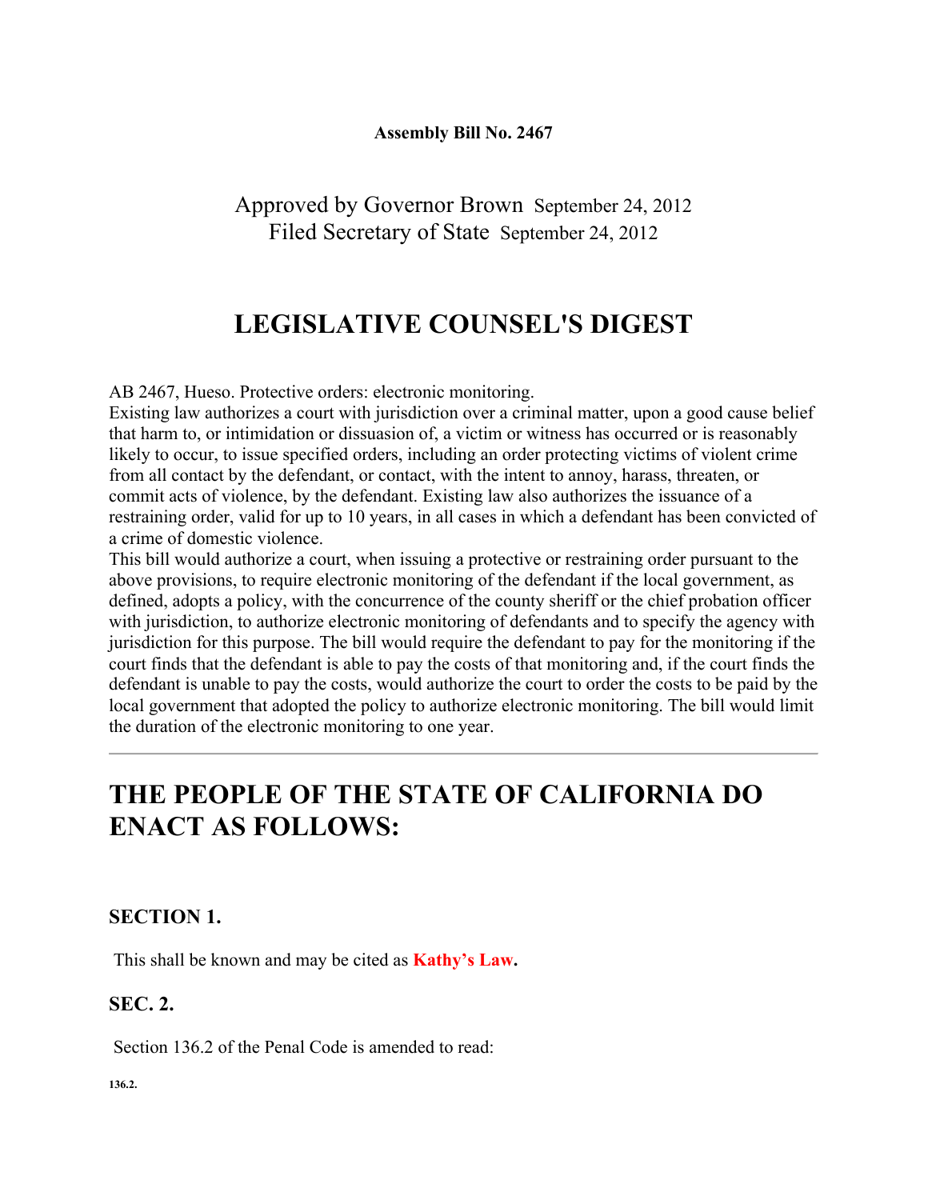**Assembly Bill No. 2467**

Approved by Governor Brown September 24, 2012
Filed Secretary of State September 24, 2012

## LEGISLATIVE COUNSEL'S DIGEST

AB 2467, Hueso. Protective orders: electronic monitoring.

Existing law authorizes a court with jurisdiction over a criminal matter, upon a good cause belief that harm to, or intimidation or dissuasion of, a victim or witness has occurred or is reasonably likely to occur, to issue specified orders, including an order protecting victims of violent crime from all contact by the defendant, or contact, with the intent to annoy, harass, threaten, or commit acts of violence, by the defendant. Existing law also authorizes the issuance of a restraining order, valid for up to 10 years, in all cases in which a defendant has been convicted of a crime of domestic violence.

This bill would authorize a court, when issuing a protective or restraining order pursuant to the above provisions, to require electronic monitoring of the defendant if the local government, as defined, adopts a policy, with the concurrence of the county sheriff or the chief probation officer with jurisdiction, to authorize electronic monitoring of defendants and to specify the agency with jurisdiction for this purpose. The bill would require the defendant to pay for the monitoring if the court finds that the defendant is able to pay the costs of that monitoring and, if the court finds the defendant is unable to pay the costs, would authorize the court to order the costs to be paid by the local government that adopted the policy to authorize electronic monitoring. The bill would limit the duration of the electronic monitoring to one year.

---

# THE PEOPLE OF THE STATE OF CALIFORNIA DO ENACT AS FOLLOWS:

### SECTION 1.

This shall be known and may be cited as **Kathy's Law.**

### SEC. 2.

Section 136.2 of the Penal Code is amended to read:

**136.2.**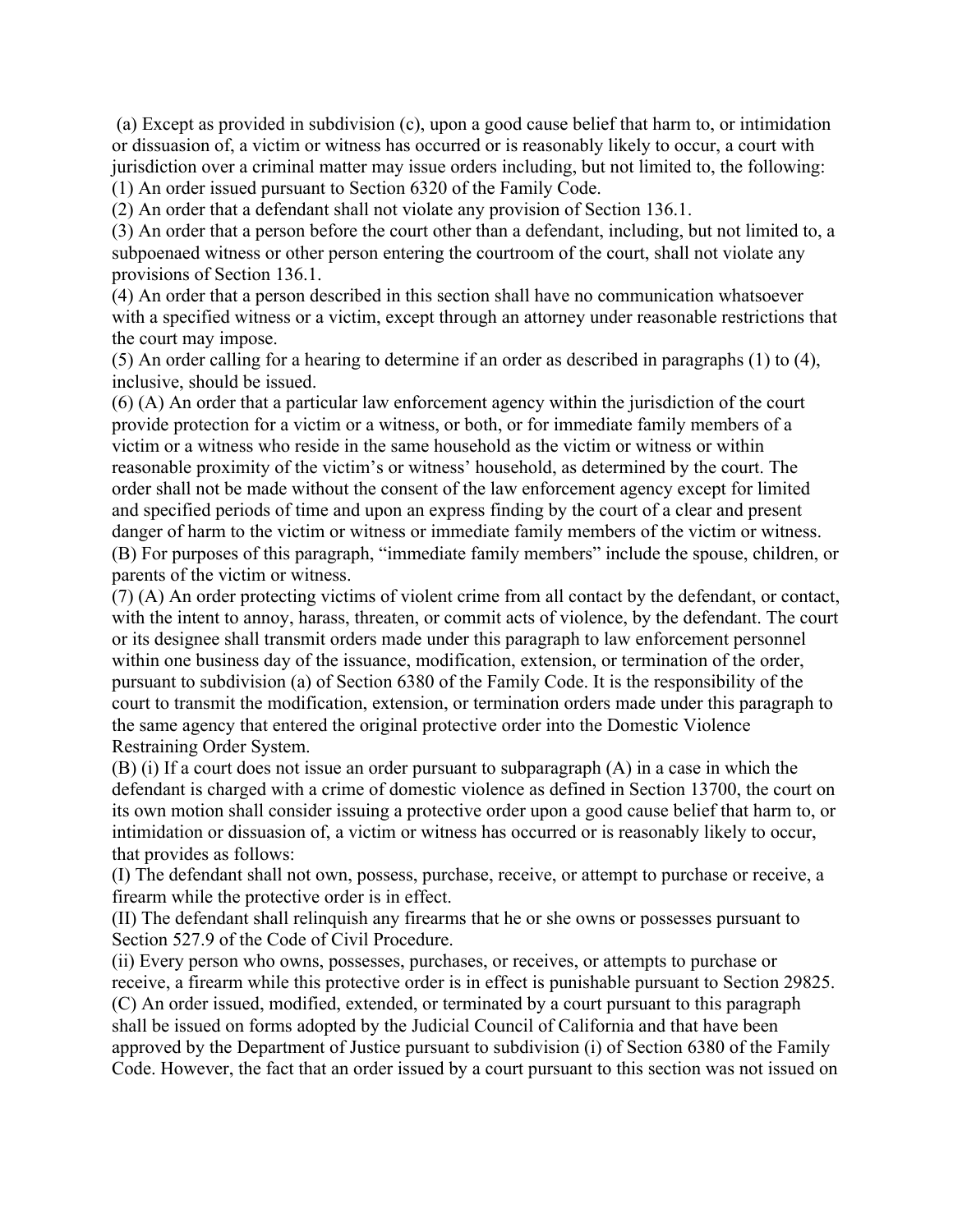(a) Except as provided in subdivision (c), upon a good cause belief that harm to, or intimidation or dissuasion of, a victim or witness has occurred or is reasonably likely to occur, a court with jurisdiction over a criminal matter may issue orders including, but not limited to, the following:

(1) An order issued pursuant to Section 6320 of the Family Code.

(2) An order that a defendant shall not violate any provision of Section 136.1.

(3) An order that a person before the court other than a defendant, including, but not limited to, a subpoenaed witness or other person entering the courtroom of the court, shall not violate any provisions of Section 136.1.

(4) An order that a person described in this section shall have no communication whatsoever with a specified witness or a victim, except through an attorney under reasonable restrictions that the court may impose.

(5) An order calling for a hearing to determine if an order as described in paragraphs (1) to (4), inclusive, should be issued.

(6) (A) An order that a particular law enforcement agency within the jurisdiction of the court provide protection for a victim or a witness, or both, or for immediate family members of a victim or a witness who reside in the same household as the victim or witness or within reasonable proximity of the victim's or witness' household, as determined by the court. The order shall not be made without the consent of the law enforcement agency except for limited and specified periods of time and upon an express finding by the court of a clear and present danger of harm to the victim or witness or immediate family members of the victim or witness.

(B) For purposes of this paragraph, "immediate family members" include the spouse, children, or parents of the victim or witness.

(7) (A) An order protecting victims of violent crime from all contact by the defendant, or contact, with the intent to annoy, harass, threaten, or commit acts of violence, by the defendant. The court or its designee shall transmit orders made under this paragraph to law enforcement personnel within one business day of the issuance, modification, extension, or termination of the order, pursuant to subdivision (a) of Section 6380 of the Family Code. It is the responsibility of the court to transmit the modification, extension, or termination orders made under this paragraph to the same agency that entered the original protective order into the Domestic Violence Restraining Order System.

(B) (i) If a court does not issue an order pursuant to subparagraph (A) in a case in which the defendant is charged with a crime of domestic violence as defined in Section 13700, the court on its own motion shall consider issuing a protective order upon a good cause belief that harm to, or intimidation or dissuasion of, a victim or witness has occurred or is reasonably likely to occur, that provides as follows:

(I) The defendant shall not own, possess, purchase, receive, or attempt to purchase or receive, a firearm while the protective order is in effect.

(II) The defendant shall relinquish any firearms that he or she owns or possesses pursuant to Section 527.9 of the Code of Civil Procedure.

(ii) Every person who owns, possesses, purchases, or receives, or attempts to purchase or receive, a firearm while this protective order is in effect is punishable pursuant to Section 29825.

(C) An order issued, modified, extended, or terminated by a court pursuant to this paragraph shall be issued on forms adopted by the Judicial Council of California and that have been approved by the Department of Justice pursuant to subdivision (i) of Section 6380 of the Family Code. However, the fact that an order issued by a court pursuant to this section was not issued on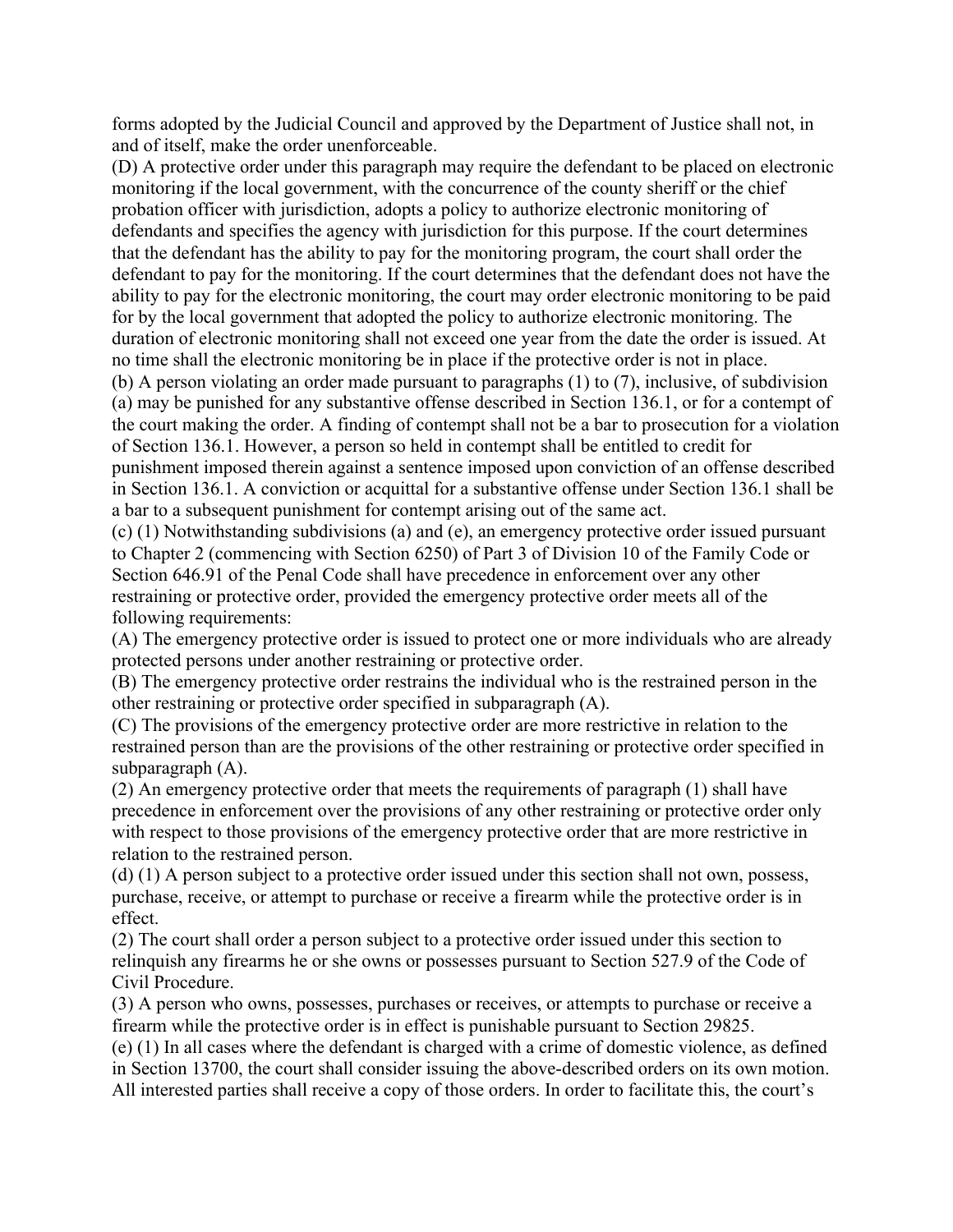forms adopted by the Judicial Council and approved by the Department of Justice shall not, in and of itself, make the order unenforceable.

(D) A protective order under this paragraph may require the defendant to be placed on electronic monitoring if the local government, with the concurrence of the county sheriff or the chief probation officer with jurisdiction, adopts a policy to authorize electronic monitoring of defendants and specifies the agency with jurisdiction for this purpose. If the court determines that the defendant has the ability to pay for the monitoring program, the court shall order the defendant to pay for the monitoring. If the court determines that the defendant does not have the ability to pay for the electronic monitoring, the court may order electronic monitoring to be paid for by the local government that adopted the policy to authorize electronic monitoring. The duration of electronic monitoring shall not exceed one year from the date the order is issued. At no time shall the electronic monitoring be in place if the protective order is not in place.

(b) A person violating an order made pursuant to paragraphs (1) to (7), inclusive, of subdivision (a) may be punished for any substantive offense described in Section 136.1, or for a contempt of the court making the order. A finding of contempt shall not be a bar to prosecution for a violation of Section 136.1. However, a person so held in contempt shall be entitled to credit for punishment imposed therein against a sentence imposed upon conviction of an offense described in Section 136.1. A conviction or acquittal for a substantive offense under Section 136.1 shall be a bar to a subsequent punishment for contempt arising out of the same act.

(c) (1) Notwithstanding subdivisions (a) and (e), an emergency protective order issued pursuant to Chapter 2 (commencing with Section 6250) of Part 3 of Division 10 of the Family Code or Section 646.91 of the Penal Code shall have precedence in enforcement over any other restraining or protective order, provided the emergency protective order meets all of the following requirements:

(A) The emergency protective order is issued to protect one or more individuals who are already protected persons under another restraining or protective order.

(B) The emergency protective order restrains the individual who is the restrained person in the other restraining or protective order specified in subparagraph (A).

(C) The provisions of the emergency protective order are more restrictive in relation to the restrained person than are the provisions of the other restraining or protective order specified in subparagraph (A).

(2) An emergency protective order that meets the requirements of paragraph (1) shall have precedence in enforcement over the provisions of any other restraining or protective order only with respect to those provisions of the emergency protective order that are more restrictive in relation to the restrained person.

(d) (1) A person subject to a protective order issued under this section shall not own, possess, purchase, receive, or attempt to purchase or receive a firearm while the protective order is in effect.

(2) The court shall order a person subject to a protective order issued under this section to relinquish any firearms he or she owns or possesses pursuant to Section 527.9 of the Code of Civil Procedure.

(3) A person who owns, possesses, purchases or receives, or attempts to purchase or receive a firearm while the protective order is in effect is punishable pursuant to Section 29825.

(e) (1) In all cases where the defendant is charged with a crime of domestic violence, as defined in Section 13700, the court shall consider issuing the above-described orders on its own motion. All interested parties shall receive a copy of those orders. In order to facilitate this, the court's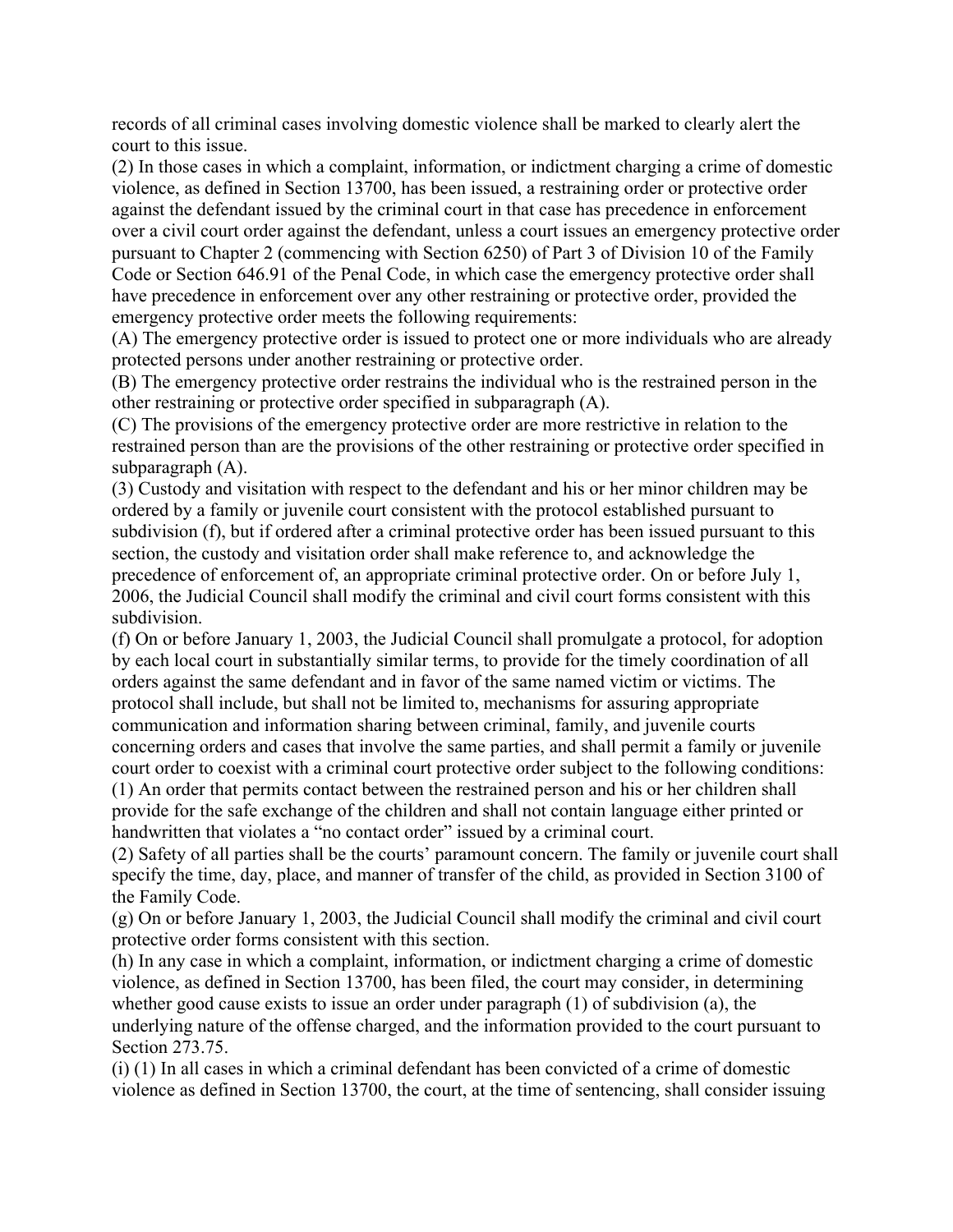records of all criminal cases involving domestic violence shall be marked to clearly alert the court to this issue.

(2) In those cases in which a complaint, information, or indictment charging a crime of domestic violence, as defined in Section 13700, has been issued, a restraining order or protective order against the defendant issued by the criminal court in that case has precedence in enforcement over a civil court order against the defendant, unless a court issues an emergency protective order pursuant to Chapter 2 (commencing with Section 6250) of Part 3 of Division 10 of the Family Code or Section 646.91 of the Penal Code, in which case the emergency protective order shall have precedence in enforcement over any other restraining or protective order, provided the emergency protective order meets the following requirements:

(A) The emergency protective order is issued to protect one or more individuals who are already protected persons under another restraining or protective order.

(B) The emergency protective order restrains the individual who is the restrained person in the other restraining or protective order specified in subparagraph (A).

(C) The provisions of the emergency protective order are more restrictive in relation to the restrained person than are the provisions of the other restraining or protective order specified in subparagraph (A).

(3) Custody and visitation with respect to the defendant and his or her minor children may be ordered by a family or juvenile court consistent with the protocol established pursuant to subdivision (f), but if ordered after a criminal protective order has been issued pursuant to this section, the custody and visitation order shall make reference to, and acknowledge the precedence of enforcement of, an appropriate criminal protective order. On or before July 1, 2006, the Judicial Council shall modify the criminal and civil court forms consistent with this subdivision.

(f) On or before January 1, 2003, the Judicial Council shall promulgate a protocol, for adoption by each local court in substantially similar terms, to provide for the timely coordination of all orders against the same defendant and in favor of the same named victim or victims. The protocol shall include, but shall not be limited to, mechanisms for assuring appropriate communication and information sharing between criminal, family, and juvenile courts concerning orders and cases that involve the same parties, and shall permit a family or juvenile court order to coexist with a criminal court protective order subject to the following conditions:

(1) An order that permits contact between the restrained person and his or her children shall provide for the safe exchange of the children and shall not contain language either printed or handwritten that violates a "no contact order" issued by a criminal court.

(2) Safety of all parties shall be the courts' paramount concern. The family or juvenile court shall specify the time, day, place, and manner of transfer of the child, as provided in Section 3100 of the Family Code.

(g) On or before January 1, 2003, the Judicial Council shall modify the criminal and civil court protective order forms consistent with this section.

(h) In any case in which a complaint, information, or indictment charging a crime of domestic violence, as defined in Section 13700, has been filed, the court may consider, in determining whether good cause exists to issue an order under paragraph (1) of subdivision (a), the underlying nature of the offense charged, and the information provided to the court pursuant to Section 273.75.

(i) (1) In all cases in which a criminal defendant has been convicted of a crime of domestic violence as defined in Section 13700, the court, at the time of sentencing, shall consider issuing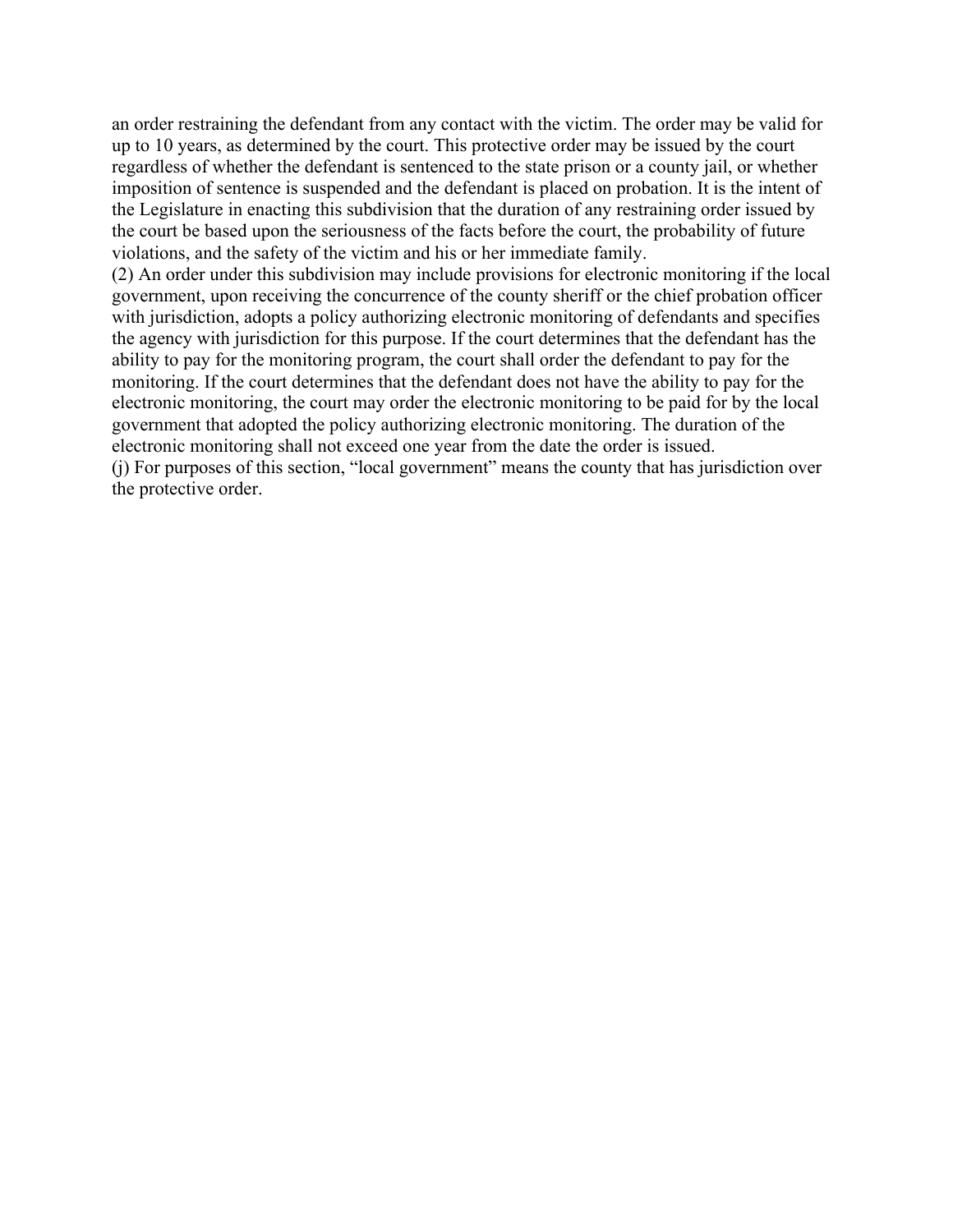an order restraining the defendant from any contact with the victim. The order may be valid for up to 10 years, as determined by the court. This protective order may be issued by the court regardless of whether the defendant is sentenced to the state prison or a county jail, or whether imposition of sentence is suspended and the defendant is placed on probation. It is the intent of the Legislature in enacting this subdivision that the duration of any restraining order issued by the court be based upon the seriousness of the facts before the court, the probability of future violations, and the safety of the victim and his or her immediate family.

(2) An order under this subdivision may include provisions for electronic monitoring if the local government, upon receiving the concurrence of the county sheriff or the chief probation officer with jurisdiction, adopts a policy authorizing electronic monitoring of defendants and specifies the agency with jurisdiction for this purpose. If the court determines that the defendant has the ability to pay for the monitoring program, the court shall order the defendant to pay for the monitoring. If the court determines that the defendant does not have the ability to pay for the electronic monitoring, the court may order the electronic monitoring to be paid for by the local government that adopted the policy authorizing electronic monitoring. The duration of the electronic monitoring shall not exceed one year from the date the order is issued.

(j) For purposes of this section, "local government" means the county that has jurisdiction over the protective order.